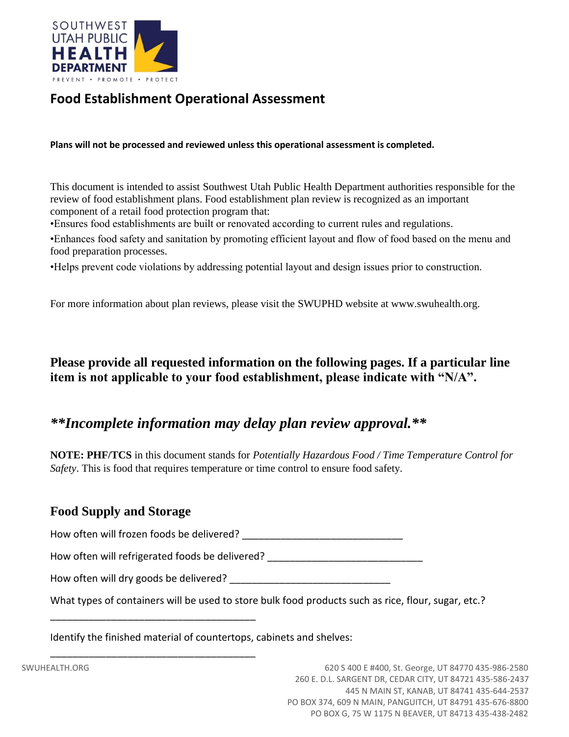SOUTHWEST UTAH PUBLIC HEALTH DEPARTMENT

PREVENT • PROMOTE • PROTECT

# Food Establishment Operational Assessment

**Plans will not be processed and reviewed unless this operational assessment is completed.**

This document is intended to assist Southwest Utah Public Health Department authorities responsible for the review of food establishment plans. Food establishment plan review is recognized as an important component of a retail food protection program that:

- Ensures food establishments are built or renovated according to current rules and regulations.
- Enhances food safety and sanitation by promoting efficient layout and flow of food based on the menu and food preparation processes.
- Helps prevent code violations by addressing potential layout and design issues prior to construction.

For more information about plan reviews, please visit the SWUPHD website at www.swuhealth.org.

**Please provide all requested information on the following pages. If a particular line item is not applicable to your food establishment, please indicate with "N/A".**

***\*\*Incomplete information may delay plan review approval.\*\****

**NOTE: PHF/TCS** in this document stands for *Potentially Hazardous Food / Time Temperature Control for Safety*. This is food that requires temperature or time control to ensure food safety.

## Food Supply and Storage

How often will frozen foods be delivered? ______________________________

How often will refrigerated foods be delivered? ______________________________

How often will dry goods be delivered? ______________________________

What types of containers will be used to store bulk food products such as rice, flour, sugar, etc.?

______________________________________

Identify the finished material of countertops, cabinets and shelves:

______________________________________

SWUHEALTH.ORG

620 S 400 E #400, St. George, UT 84770 435-986-2580
260 E. D.L. SARGENT DR, CEDAR CITY, UT 84721 435-586-2437
445 N MAIN ST, KANAB, UT 84741 435-644-2537
PO BOX 374, 609 N MAIN, PANGUITCH, UT 84791 435-676-8800
PO BOX G, 75 W 1175 N BEAVER, UT 84713 435-438-2482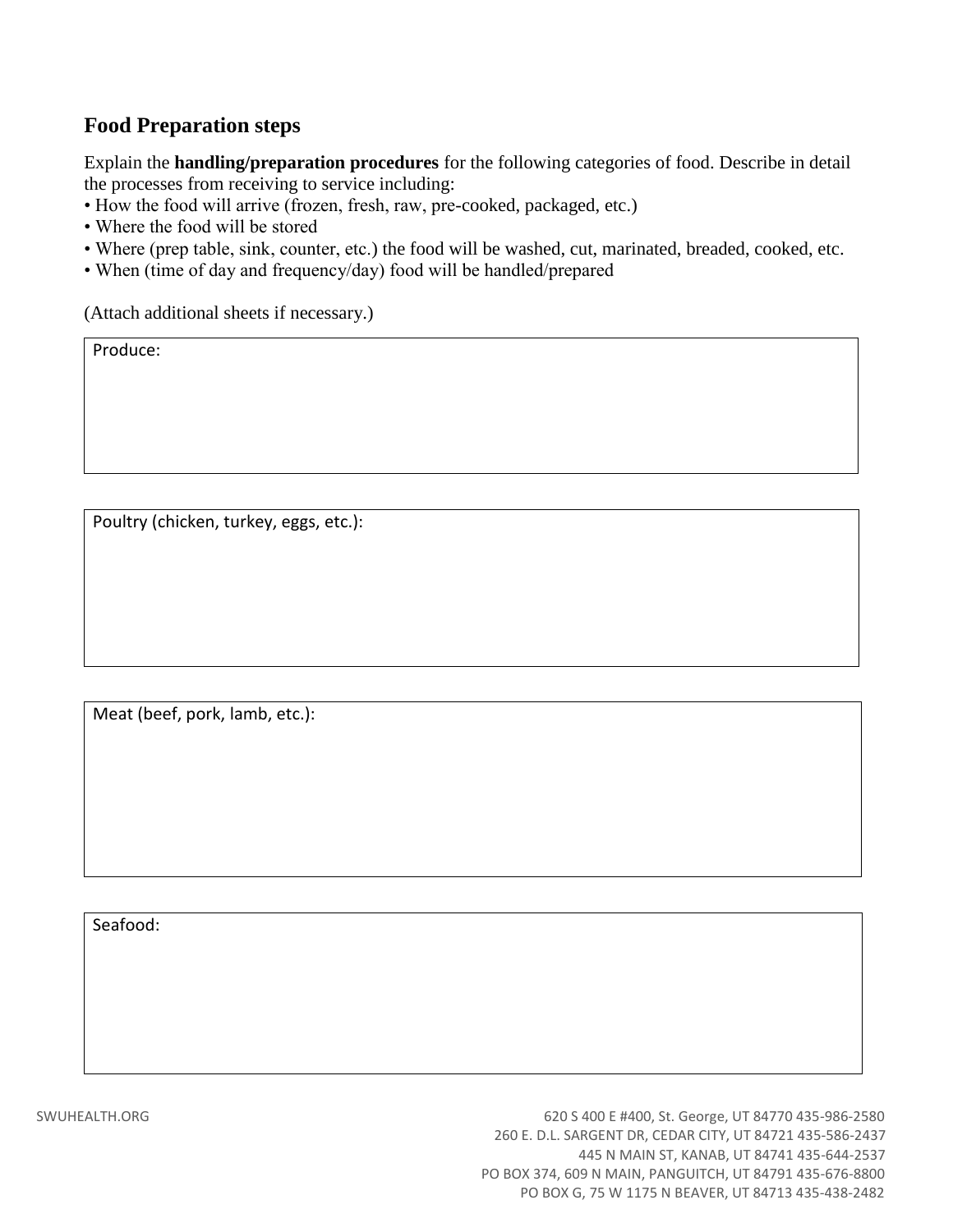## Food Preparation steps

Explain the **handling/preparation procedures** for the following categories of food. Describe in detail the processes from receiving to service including:

- How the food will arrive (frozen, fresh, raw, pre-cooked, packaged, etc.)
- Where the food will be stored
- Where (prep table, sink, counter, etc.) the food will be washed, cut, marinated, breaded, cooked, etc.
- When (time of day and frequency/day) food will be handled/prepared

(Attach additional sheets if necessary.)

| Produce: |
| --- |
| |

| Poultry (chicken, turkey, eggs, etc.): |
| --- |
| |

| Meat (beef, pork, lamb, etc.): |
| --- |
| |

| Seafood: |
| --- |
| |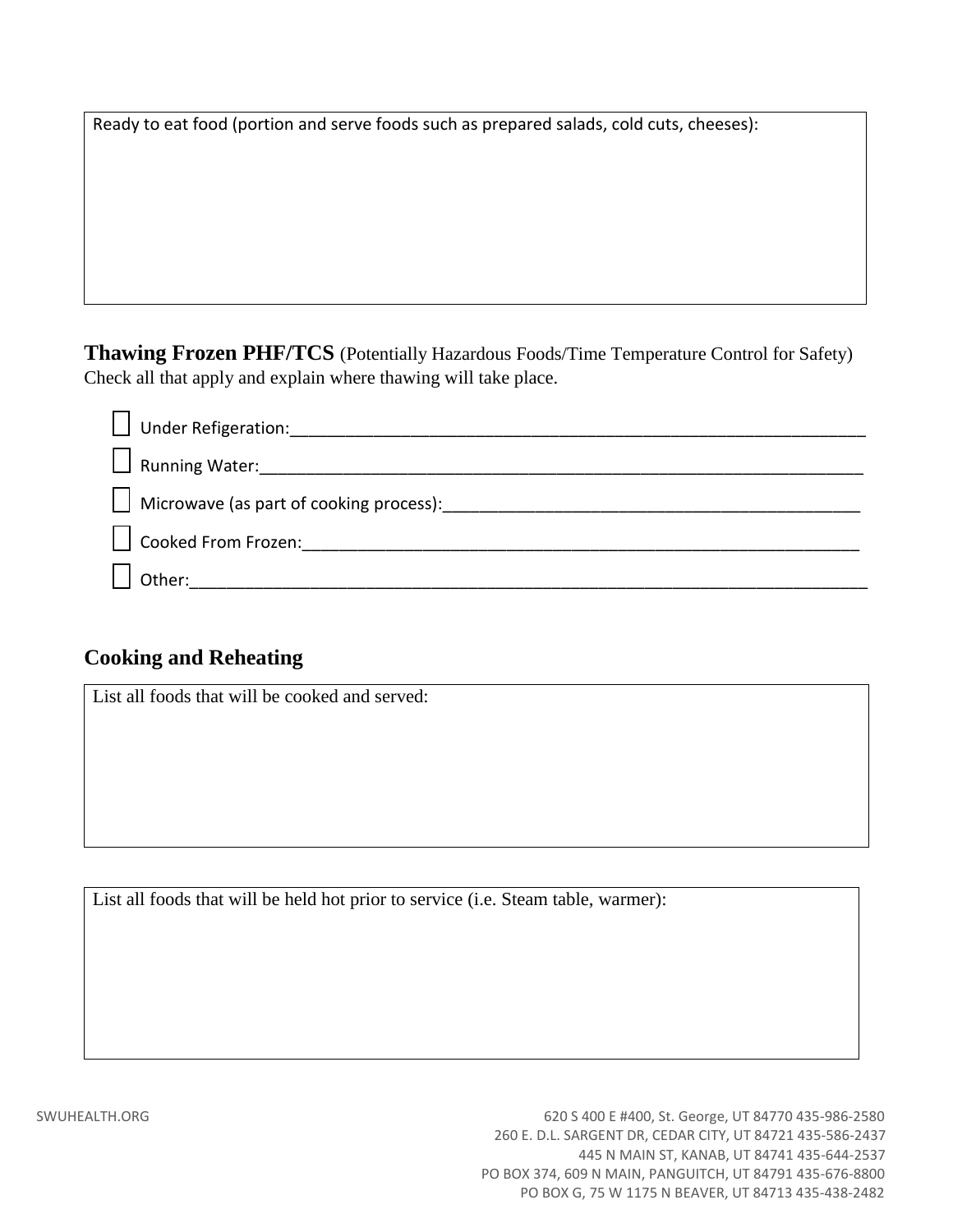Ready to eat food (portion and serve foods such as prepared salads, cold cuts, cheeses):

## Thawing Frozen PHF/TCS (Potentially Hazardous Foods/Time Temperature Control for Safety)

Check all that apply and explain where thawing will take place.

- ☐ Under Refigeration:_______________________________________________________________
- ☐ Running Water:__________________________________________________________________
- ☐ Microwave (as part of cooking process):_____________________________________________
- ☐ Cooked From Frozen:_____________________________________________________________
- ☐ Other:_________________________________________________________________________

## Cooking and Reheating

List all foods that will be cooked and served:

List all foods that will be held hot prior to service (i.e. Steam table, warmer):

SWUHEALTH.ORG

620 S 400 E #400, St. George, UT 84770 435-986-2580
260 E. D.L. SARGENT DR, CEDAR CITY, UT 84721 435-586-2437
445 N MAIN ST, KANAB, UT 84741 435-644-2537
PO BOX 374, 609 N MAIN, PANGUITCH, UT 84791 435-676-8800
PO BOX G, 75 W 1175 N BEAVER, UT 84713 435-438-2482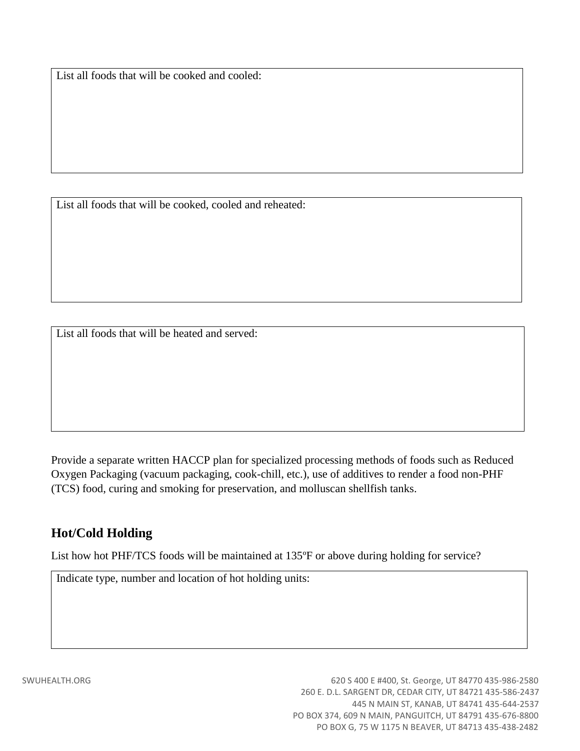List all foods that will be cooked and cooled:

List all foods that will be cooked, cooled and reheated:

List all foods that will be heated and served:

Provide a separate written HACCP plan for specialized processing methods of foods such as Reduced Oxygen Packaging (vacuum packaging, cook-chill, etc.), use of additives to render a food non-PHF (TCS) food, curing and smoking for preservation, and molluscan shellfish tanks.

## Hot/Cold Holding

List how hot PHF/TCS foods will be maintained at 135ºF or above during holding for service?

Indicate type, number and location of hot holding units: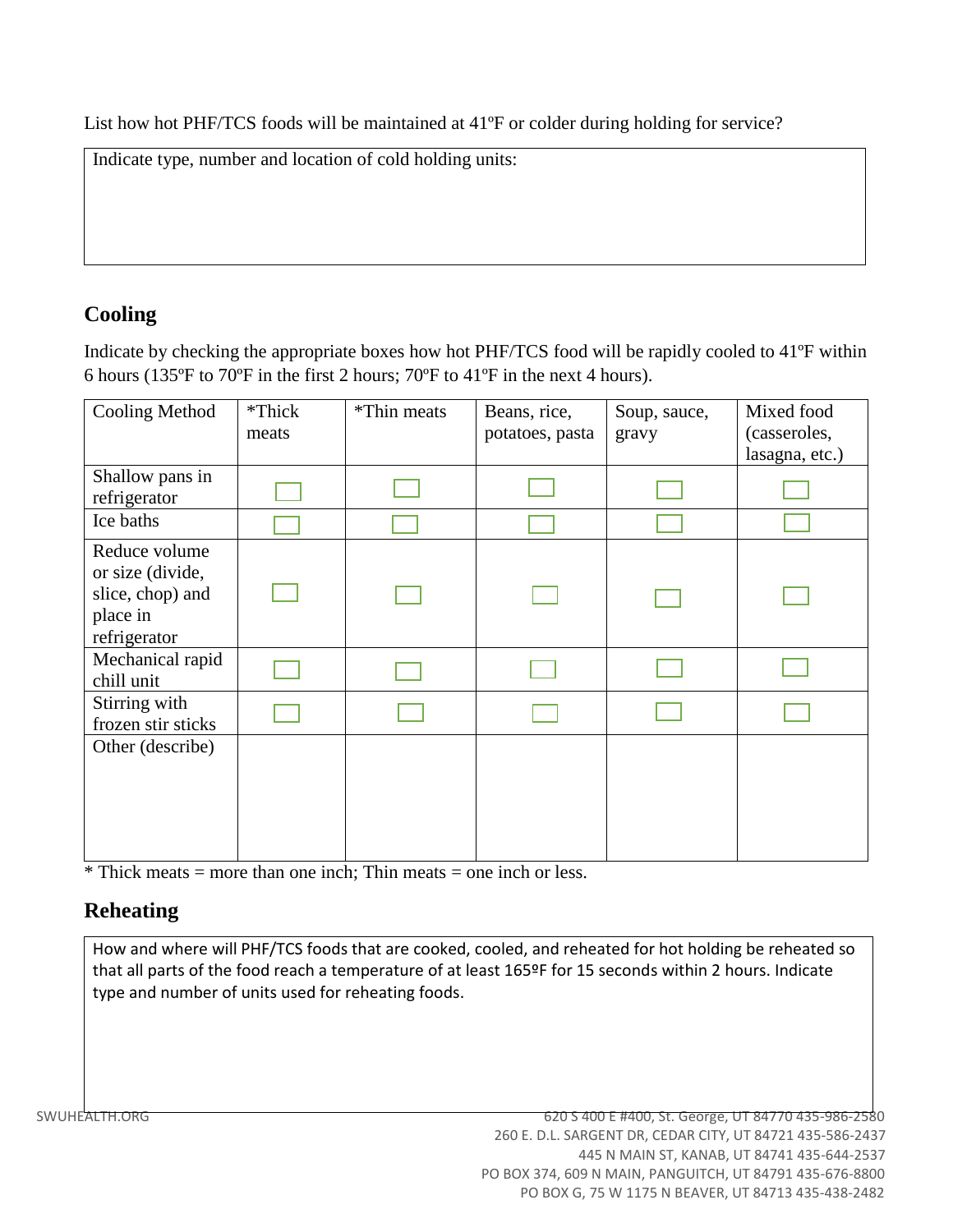List how hot PHF/TCS foods will be maintained at 41ºF or colder during holding for service?

| Indicate type, number and location of cold holding units: |
|---|
| |

## Cooling

Indicate by checking the appropriate boxes how hot PHF/TCS food will be rapidly cooled to 41ºF within 6 hours (135ºF to 70ºF in the first 2 hours; 70ºF to 41ºF in the next 4 hours).

| Cooling Method | *Thick meats | *Thin meats | Beans, rice, potatoes, pasta | Soup, sauce, gravy | Mixed food (casseroles, lasagna, etc.) |
|---|---|---|---|---|---|
| Shallow pans in refrigerator | ☐ | ☐ | ☐ | ☐ | ☐ |
| Ice baths | ☐ | ☐ | ☐ | ☐ | ☐ |
| Reduce volume or size (divide, slice, chop) and place in refrigerator | ☐ | ☐ | ☐ | ☐ | ☐ |
| Mechanical rapid chill unit | ☐ | ☐ | ☐ | ☐ | ☐ |
| Stirring with frozen stir sticks | ☐ | ☐ | ☐ | ☐ | ☐ |
| Other (describe) | | | | | |

* Thick meats = more than one inch; Thin meats = one inch or less.

## Reheating

| How and where will PHF/TCS foods that are cooked, cooled, and reheated for hot holding be reheated so that all parts of the food reach a temperature of at least 165ºF for 15 seconds within 2 hours. Indicate type and number of units used for reheating foods. |
|---|
| |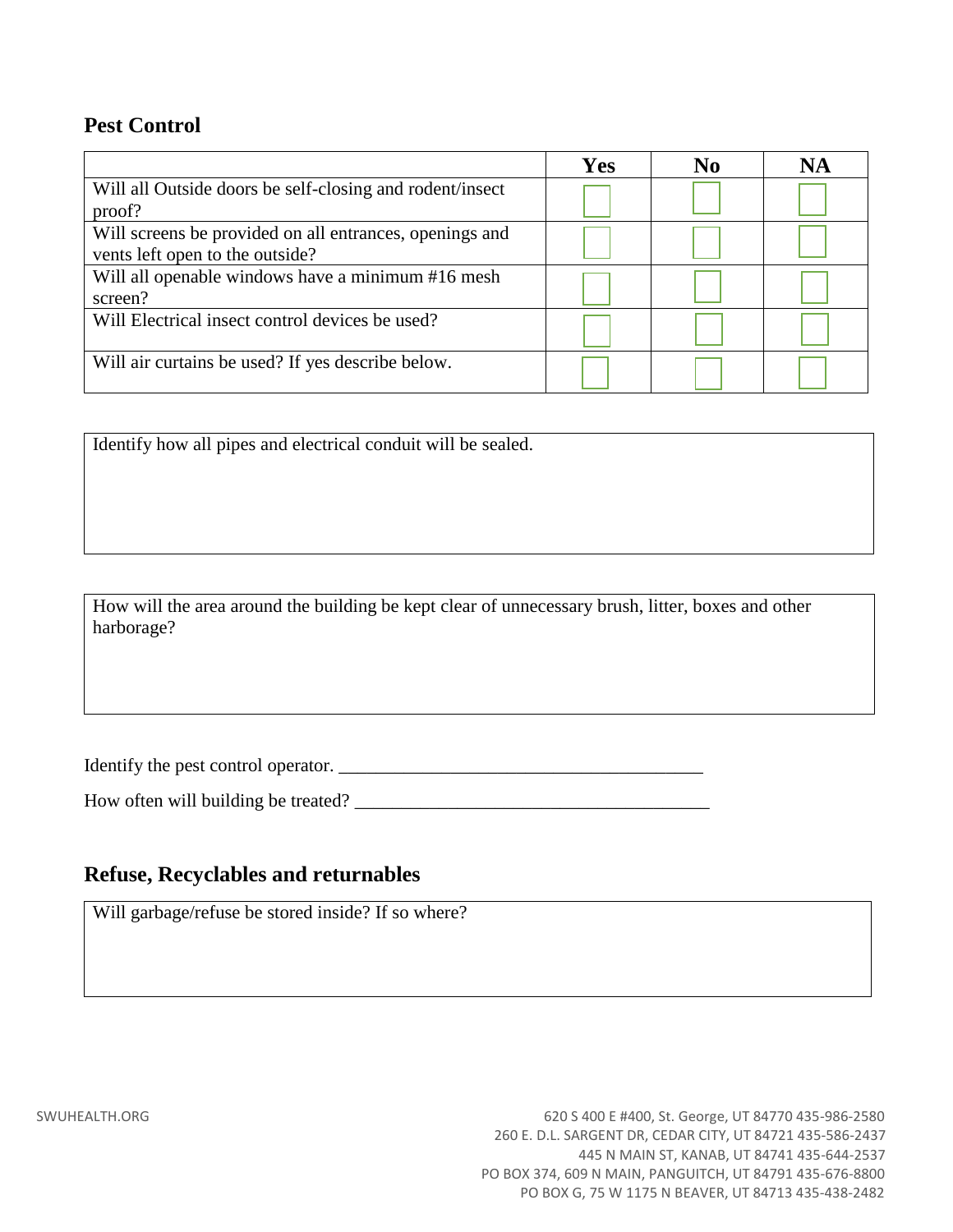## Pest Control

| | Yes | No | NA |
|---|---|---|---|
| Will all Outside doors be self-closing and rodent/insect proof? | ☐ | ☐ | ☐ |
| Will screens be provided on all entrances, openings and vents left open to the outside? | ☐ | ☐ | ☐ |
| Will all openable windows have a minimum #16 mesh screen? | ☐ | ☐ | ☐ |
| Will Electrical insect control devices be used? | ☐ | ☐ | ☐ |
| Will air curtains be used? If yes describe below. | ☐ | ☐ | ☐ |

Identify how all pipes and electrical conduit will be sealed.

How will the area around the building be kept clear of unnecessary brush, litter, boxes and other harborage?

Identify the pest control operator. ________________________________________

How often will building be treated? ______________________________________

## Refuse, Recyclables and returnables

Will garbage/refuse be stored inside? If so where?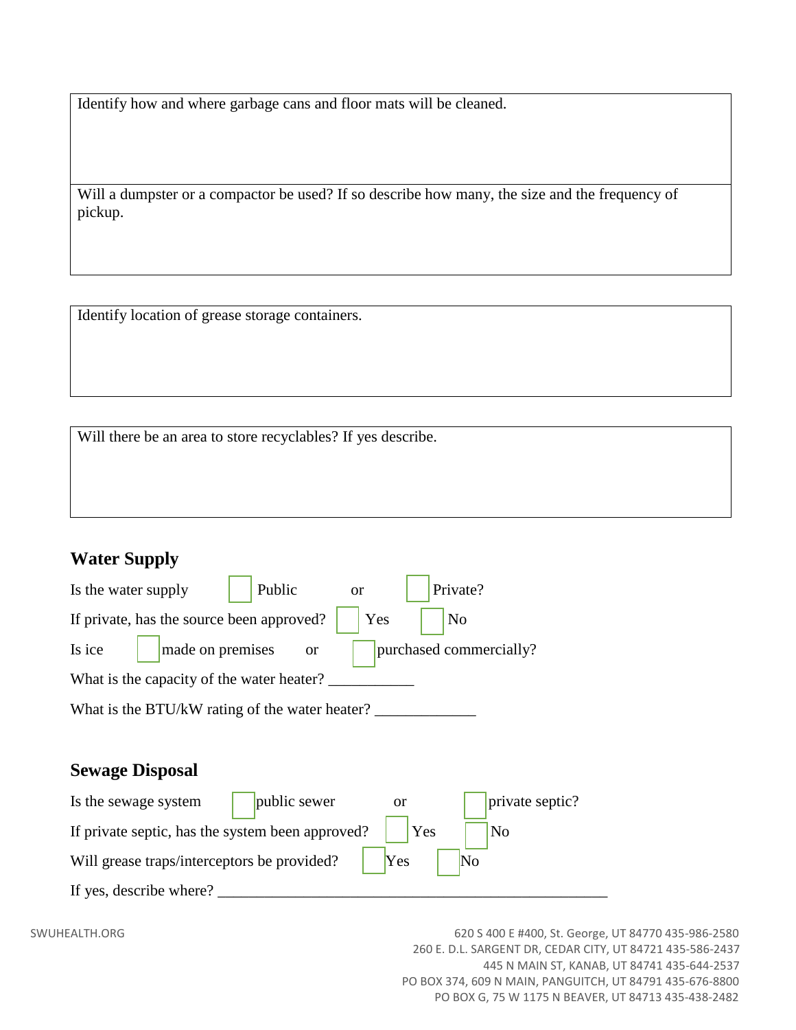Identify how and where garbage cans and floor mats will be cleaned.

Will a dumpster or a compactor be used? If so describe how many, the size and the frequency of pickup.

Identify location of grease storage containers.

Will there be an area to store recyclables? If yes describe.

## Water Supply

Is the water supply ☐ Public or ☐ Private?

If private, has the source been approved? ☐ Yes ☐ No

Is ice ☐ made on premises or ☐ purchased commercially?

What is the capacity of the water heater? ___________

What is the BTU/kW rating of the water heater? _____________

## Sewage Disposal

Is the sewage system ☐ public sewer or ☐ private septic?

If private septic, has the system been approved? ☐ Yes ☐ No

Will grease traps/interceptors be provided? ☐ Yes ☐ No

If yes, describe where? ____________________________________________________

SWUHEALTH.ORG

620 S 400 E #400, St. George, UT 84770 435-986-2580
260 E. D.L. SARGENT DR, CEDAR CITY, UT 84721 435-586-2437
445 N MAIN ST, KANAB, UT 84741 435-644-2537
PO BOX 374, 609 N MAIN, PANGUITCH, UT 84791 435-676-8800
PO BOX G, 75 W 1175 N BEAVER, UT 84713 435-438-2482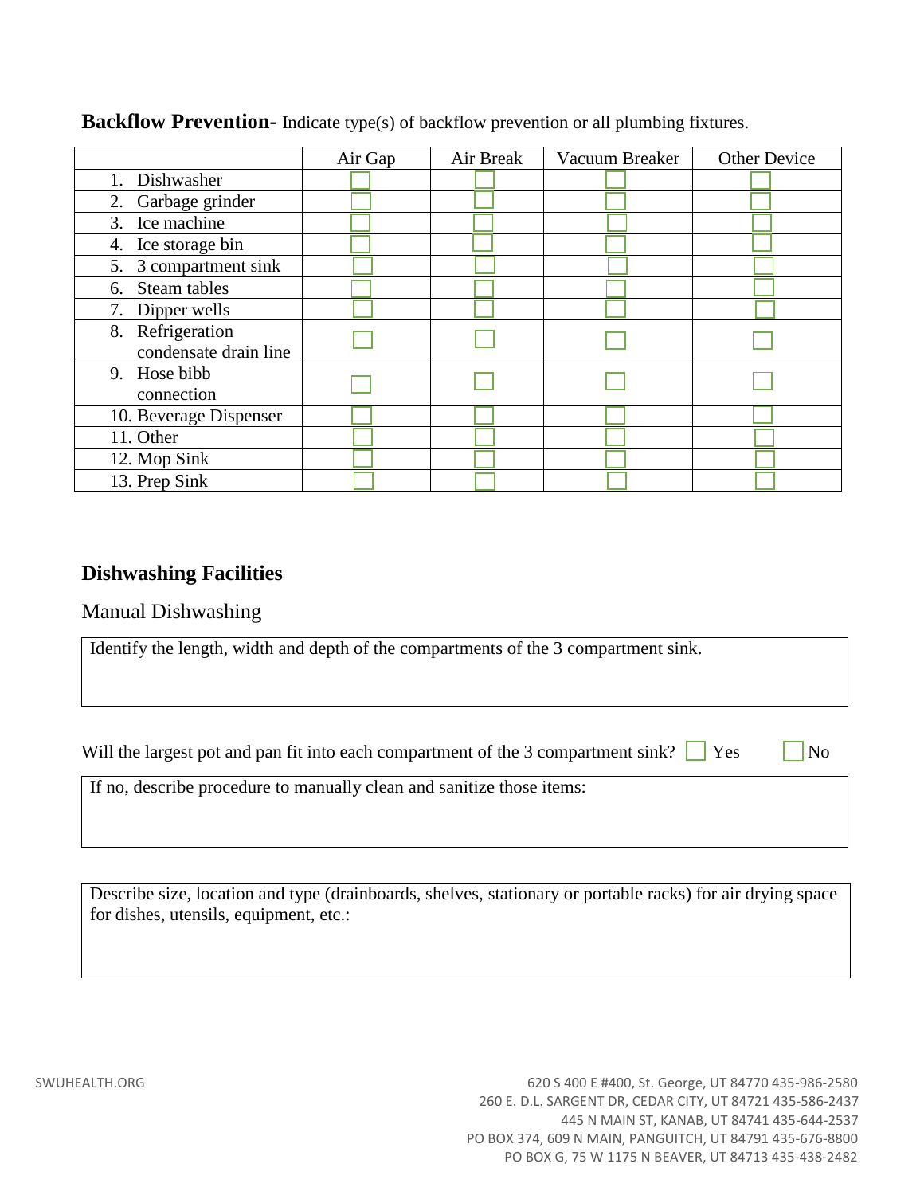**Backflow Prevention-** Indicate type(s) of backflow prevention or all plumbing fixtures.

| | Air Gap | Air Break | Vacuum Breaker | Other Device |
|---|---|---|---|---|
| 1. Dishwasher | ☐ | ☐ | ☐ | ☐ |
| 2. Garbage grinder | ☐ | ☐ | ☐ | ☐ |
| 3. Ice machine | ☐ | ☐ | ☐ | ☐ |
| 4. Ice storage bin | ☐ | ☐ | ☐ | ☐ |
| 5. 3 compartment sink | ☐ | ☐ | ☐ | ☐ |
| 6. Steam tables | ☐ | ☐ | ☐ | ☐ |
| 7. Dipper wells | ☐ | ☐ | ☐ | ☐ |
| 8. Refrigeration condensate drain line | ☐ | ☐ | ☐ | ☐ |
| 9. Hose bibb connection | ☐ | ☐ | ☐ | ☐ |
| 10. Beverage Dispenser | ☐ | ☐ | ☐ | ☐ |
| 11. Other | ☐ | ☐ | ☐ | ☐ |
| 12. Mop Sink | ☐ | ☐ | ☐ | ☐ |
| 13. Prep Sink | ☐ | ☐ | ☐ | ☐ |

## Dishwashing Facilities

### Manual Dishwashing

Identify the length, width and depth of the compartments of the 3 compartment sink.

Will the largest pot and pan fit into each compartment of the 3 compartment sink? ☐ Yes ☐ No

If no, describe procedure to manually clean and sanitize those items:

Describe size, location and type (drainboards, shelves, stationary or portable racks) for air drying space for dishes, utensils, equipment, etc.:

SWUHEALTH.ORG

620 S 400 E #400, St. George, UT 84770 435-986-2580
260 E. D.L. SARGENT DR, CEDAR CITY, UT 84721 435-586-2437
445 N MAIN ST, KANAB, UT 84741 435-644-2537
PO BOX 374, 609 N MAIN, PANGUITCH, UT 84791 435-676-8800
PO BOX G, 75 W 1175 N BEAVER, UT 84713 435-438-2482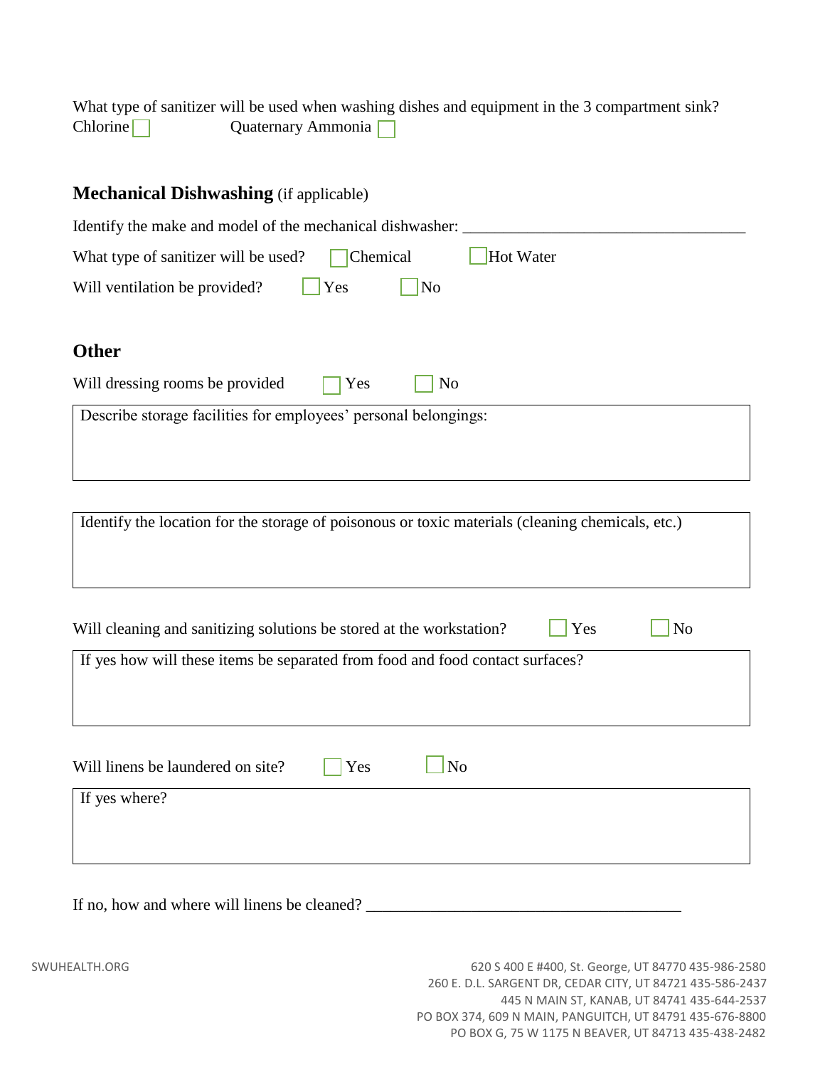What type of sanitizer will be used when washing dishes and equipment in the 3 compartment sink?
Chlorine ☐ Quaternary Ammonia ☐

## Mechanical Dishwashing (if applicable)

Identify the make and model of the mechanical dishwasher: ___________________________________

What type of sanitizer will be used? ☐ Chemical ☐ Hot Water

Will ventilation be provided? ☐ Yes ☐ No

## Other

Will dressing rooms be provided ☐ Yes ☐ No

Describe storage facilities for employees' personal belongings:

Identify the location for the storage of poisonous or toxic materials (cleaning chemicals, etc.)

Will cleaning and sanitizing solutions be stored at the workstation? ☐ Yes ☐ No

If yes how will these items be separated from food and food contact surfaces?

Will linens be laundered on site? ☐ Yes ☐ No

If yes where?

If no, how and where will linens be cleaned? _______________________________________

SWUHEALTH.ORG

620 S 400 E #400, St. George, UT 84770 435-986-2580
260 E. D.L. SARGENT DR, CEDAR CITY, UT 84721 435-586-2437
445 N MAIN ST, KANAB, UT 84741 435-644-2537
PO BOX 374, 609 N MAIN, PANGUITCH, UT 84791 435-676-8800
PO BOX G, 75 W 1175 N BEAVER, UT 84713 435-438-2482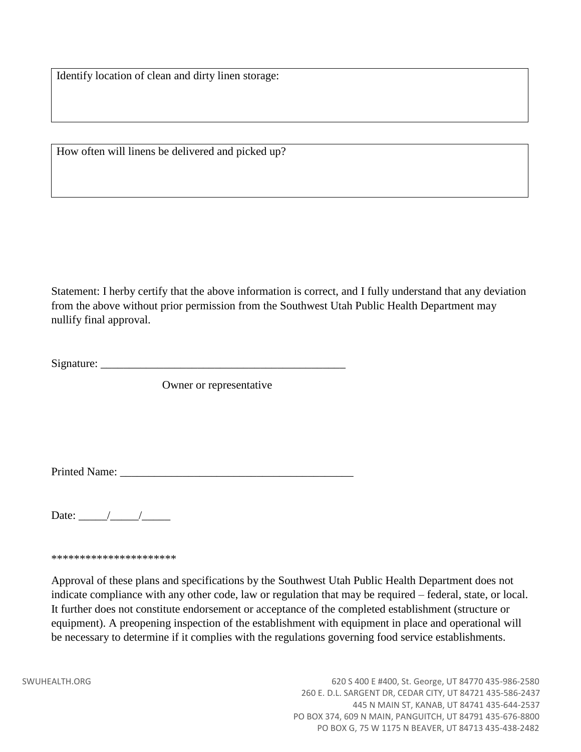| Identify location of clean and dirty linen storage: |
| --- |
| |

| How often will linens be delivered and picked up? |
| --- |
| |

Statement: I herby certify that the above information is correct, and I fully understand that any deviation from the above without prior permission from the Southwest Utah Public Health Department may nullify final approval.

Signature: ___________________________________________

Owner or representative

Printed Name: _________________________________________

Date: _____/_____/_____

*********************

Approval of these plans and specifications by the Southwest Utah Public Health Department does not indicate compliance with any other code, law or regulation that may be required – federal, state, or local. It further does not constitute endorsement or acceptance of the completed establishment (structure or equipment). A preopening inspection of the establishment with equipment in place and operational will be necessary to determine if it complies with the regulations governing food service establishments.